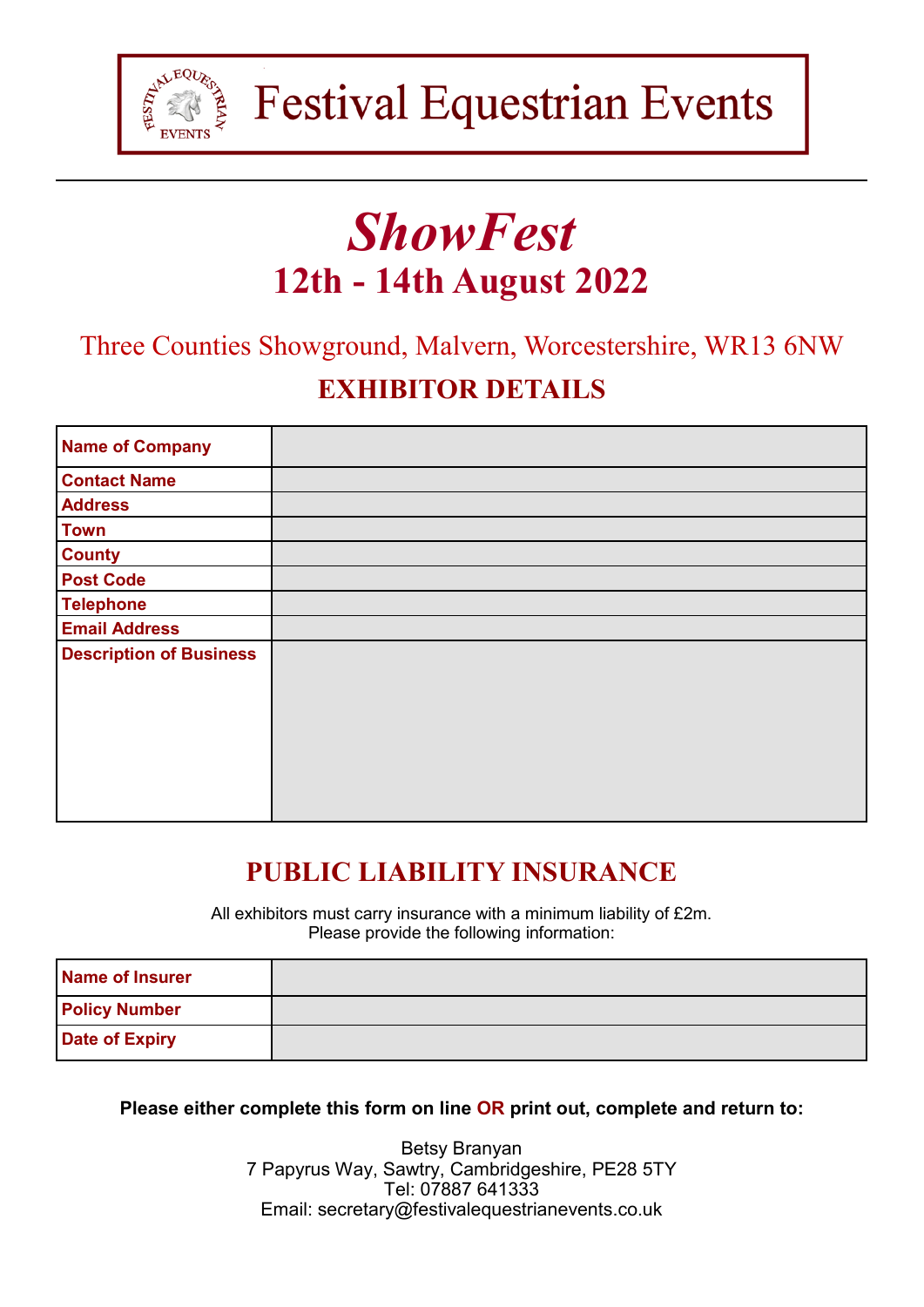# Festival Equestrian Events

## *ShowFest*

## 12th - 14th August 2022

Three Counties Showground, Malvern, Worcestershire, WR13 6NW

## EXHIBITOR DETAILS

| | |
|---|---|
| **Name of Company** | |
| **Contact Name** | |
| **Address** | |
| **Town** | |
| **County** | |
| **Post Code** | |
| **Telephone** | |
| **Email Address** | |
| **Description of Business** | |

## PUBLIC LIABILITY INSURANCE

All exhibitors must carry insurance with a minimum liability of £2m.
Please provide the following information:

| | |
|---|---|
| **Name of Insurer** | |
| **Policy Number** | |
| **Date of Expiry** | |

**Please either complete this form on line OR print out, complete and return to:**

Betsy Branyan
7 Papyrus Way, Sawtry, Cambridgeshire, PE28 5TY
Tel: 07887 641333
Email: secretary@festivalequestrianevents.co.uk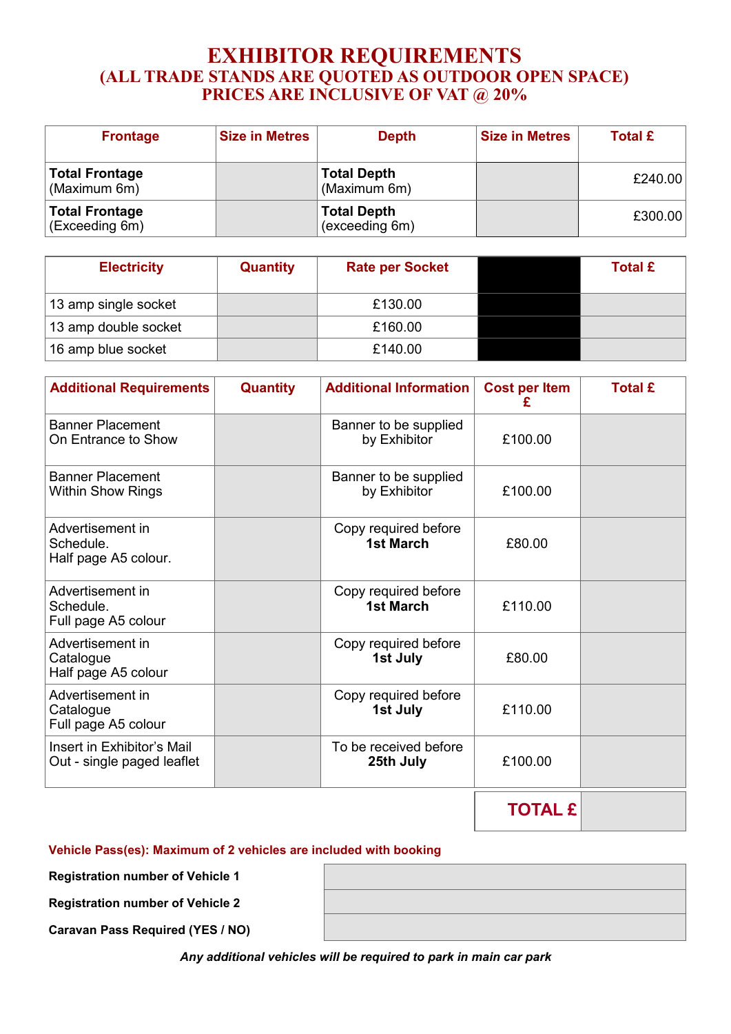# EXHIBITOR REQUIREMENTS
## (ALL TRADE STANDS ARE QUOTED AS OUTDOOR OPEN SPACE)
## PRICES ARE INCLUSIVE OF VAT @ 20%

| Frontage | Size in Metres | Depth | Size in Metres | Total £ |
|---|---|---|---|---|
| **Total Frontage** (Maximum 6m) | | **Total Depth** (Maximum 6m) | | £240.00 |
| **Total Frontage** (Exceeding 6m) | | **Total Depth** (exceeding 6m) | | £300.00 |

| Electricity | Quantity | Rate per Socket | | Total £ |
|---|---|---|---|---|
| 13 amp single socket | | £130.00 | | |
| 13 amp double socket | | £160.00 | | |
| 16 amp blue socket | | £140.00 | | |

| Additional Requirements | Quantity | Additional Information | Cost per Item £ | Total £ |
|---|---|---|---|---|
| Banner Placement On Entrance to Show | | Banner to be supplied by Exhibitor | £100.00 | |
| Banner Placement Within Show Rings | | Banner to be supplied by Exhibitor | £100.00 | |
| Advertisement in Schedule. Half page A5 colour. | | Copy required before **1st March** | £80.00 | |
| Advertisement in Schedule. Full page A5 colour | | Copy required before **1st March** | £110.00 | |
| Advertisement in Catalogue Half page A5 colour | | Copy required before **1st July** | £80.00 | |
| Advertisement in Catalogue Full page A5 colour | | Copy required before **1st July** | £110.00 | |
| Insert in Exhibitor's Mail Out - single paged leaflet | | To be received before **25th July** | £100.00 | |
| | | | **TOTAL £** | |

**Vehicle Pass(es): Maximum of 2 vehicles are included with booking**

| | |
|---|---|
| **Registration number of Vehicle 1** | |
| **Registration number of Vehicle 2** | |
| **Caravan Pass Required (YES / NO)** | |

***Any additional vehicles will be required to park in main car park***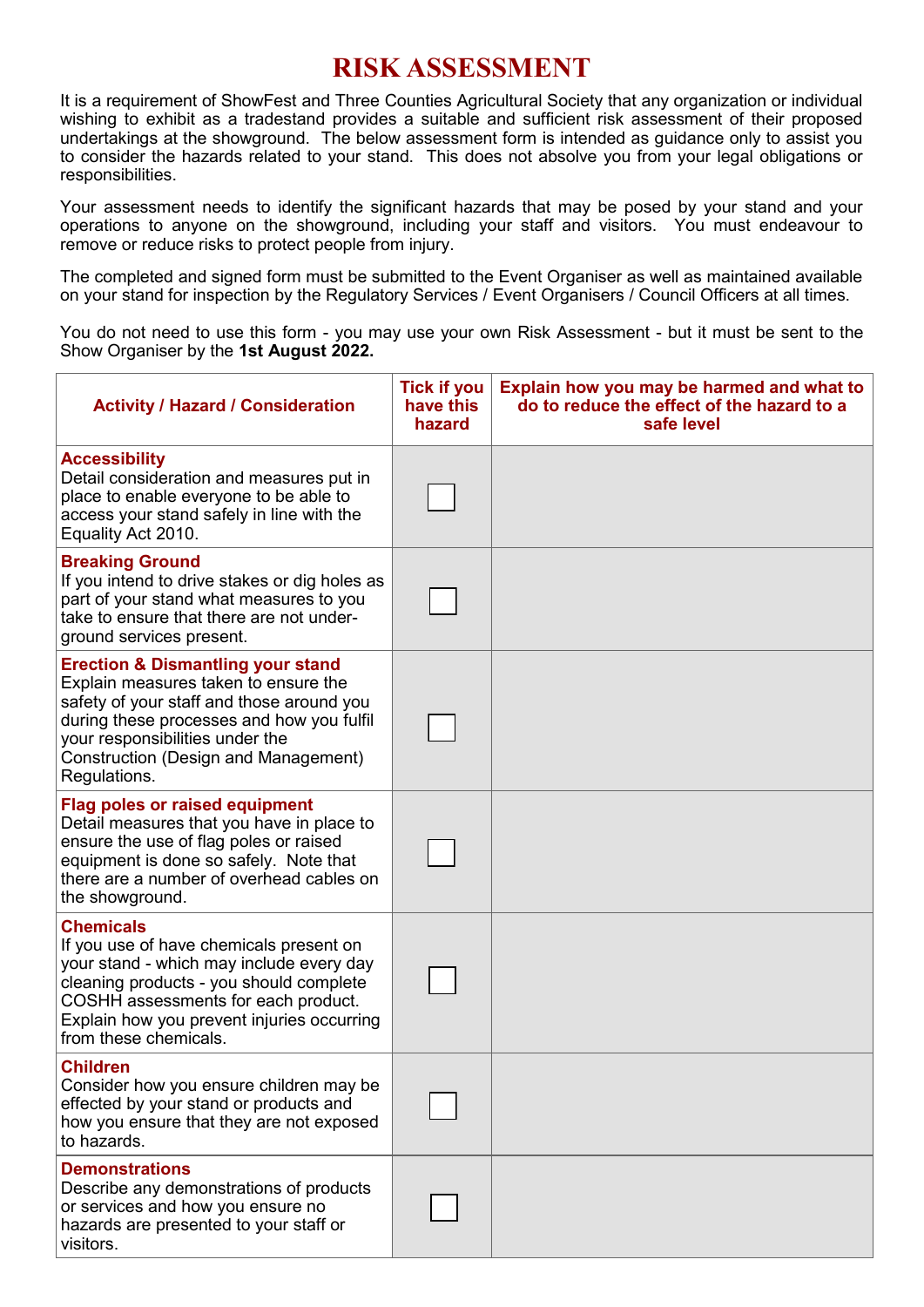# RISK ASSESSMENT

It is a requirement of ShowFest and Three Counties Agricultural Society that any organization or individual wishing to exhibit as a tradestand provides a suitable and sufficient risk assessment of their proposed undertakings at the showground. The below assessment form is intended as guidance only to assist you to consider the hazards related to your stand. This does not absolve you from your legal obligations or responsibilities.

Your assessment needs to identify the significant hazards that may be posed by your stand and your operations to anyone on the showground, including your staff and visitors. You must endeavour to remove or reduce risks to protect people from injury.

The completed and signed form must be submitted to the Event Organiser as well as maintained available on your stand for inspection by the Regulatory Services / Event Organisers / Council Officers at all times.

You do not need to use this form - you may use your own Risk Assessment - but it must be sent to the Show Organiser by the **1st August 2022.**

| Activity / Hazard / Consideration | Tick if you have this hazard | Explain how you may be harmed and what to do to reduce the effect of the hazard to a safe level |
|---|---|---|
| **Accessibility**<br>Detail consideration and measures put in place to enable everyone to be able to access your stand safely in line with the Equality Act 2010. | ☐ | |
| **Breaking Ground**<br>If you intend to drive stakes or dig holes as part of your stand what measures to you take to ensure that there are not under-ground services present. | ☐ | |
| **Erection & Dismantling your stand**<br>Explain measures taken to ensure the safety of your staff and those around you during these processes and how you fulfil your responsibilities under the Construction (Design and Management) Regulations. | ☐ | |
| **Flag poles or raised equipment**<br>Detail measures that you have in place to ensure the use of flag poles or raised equipment is done so safely. Note that there are a number of overhead cables on the showground. | ☐ | |
| **Chemicals**<br>If you use of have chemicals present on your stand - which may include every day cleaning products - you should complete COSHH assessments for each product. Explain how you prevent injuries occurring from these chemicals. | ☐ | |
| **Children**<br>Consider how you ensure children may be effected by your stand or products and how you ensure that they are not exposed to hazards. | ☐ | |
| **Demonstrations**<br>Describe any demonstrations of products or services and how you ensure no hazards are presented to your staff or visitors. | ☐ | |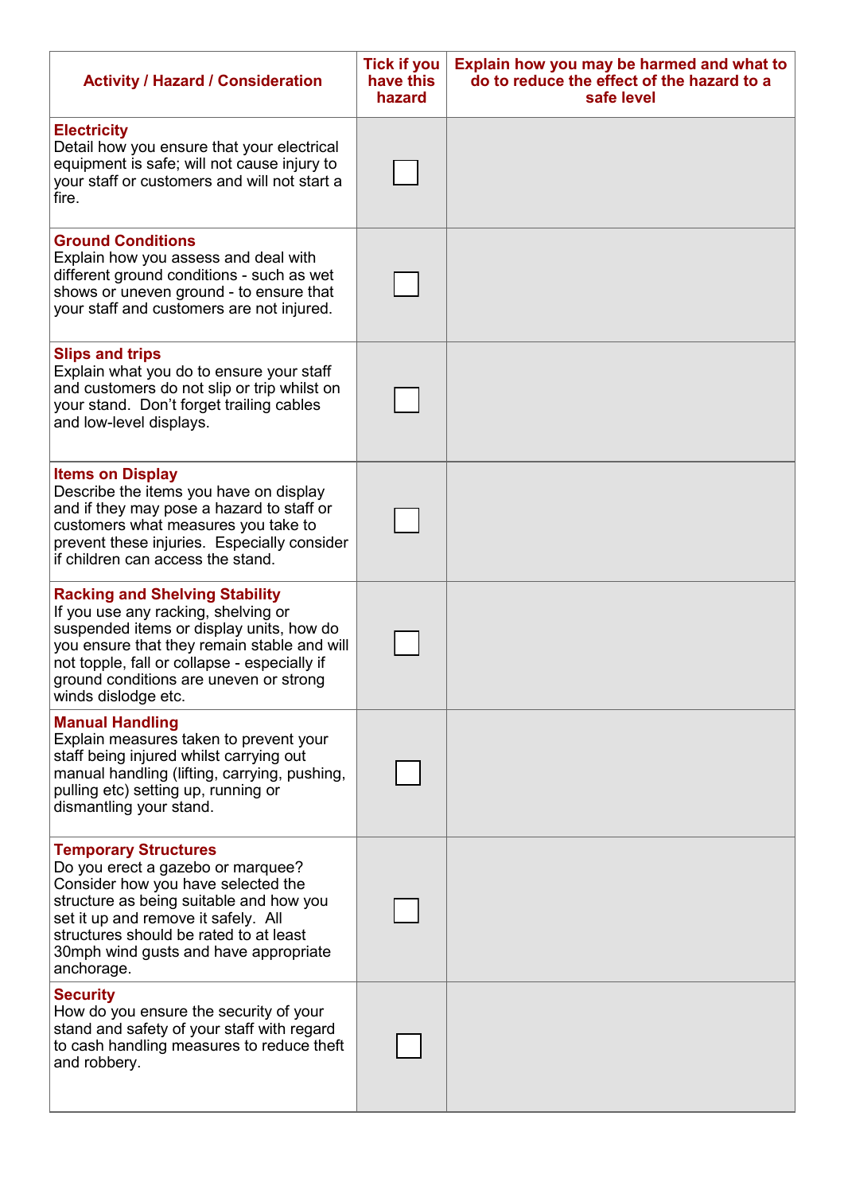| Activity / Hazard / Consideration | Tick if you have this hazard | Explain how you may be harmed and what to do to reduce the effect of the hazard to a safe level |
|---|---|---|
| **Electricity** Detail how you ensure that your electrical equipment is safe; will not cause injury to your staff or customers and will not start a fire. | ☐ | |
| **Ground Conditions** Explain how you assess and deal with different ground conditions - such as wet shows or uneven ground - to ensure that your staff and customers are not injured. | ☐ | |
| **Slips and trips** Explain what you do to ensure your staff and customers do not slip or trip whilst on your stand. Don't forget trailing cables and low-level displays. | ☐ | |
| **Items on Display** Describe the items you have on display and if they may pose a hazard to staff or customers what measures you take to prevent these injuries. Especially consider if children can access the stand. | ☐ | |
| **Racking and Shelving Stability** If you use any racking, shelving or suspended items or display units, how do you ensure that they remain stable and will not topple, fall or collapse - especially if ground conditions are uneven or strong winds dislodge etc. | ☐ | |
| **Manual Handling** Explain measures taken to prevent your staff being injured whilst carrying out manual handling (lifting, carrying, pushing, pulling etc) setting up, running or dismantling your stand. | ☐ | |
| **Temporary Structures** Do you erect a gazebo or marquee? Consider how you have selected the structure as being suitable and how you set it up and remove it safely. All structures should be rated to at least 30mph wind gusts and have appropriate anchorage. | ☐ | |
| **Security** How do you ensure the security of your stand and safety of your staff with regard to cash handling measures to reduce theft and robbery. | ☐ | |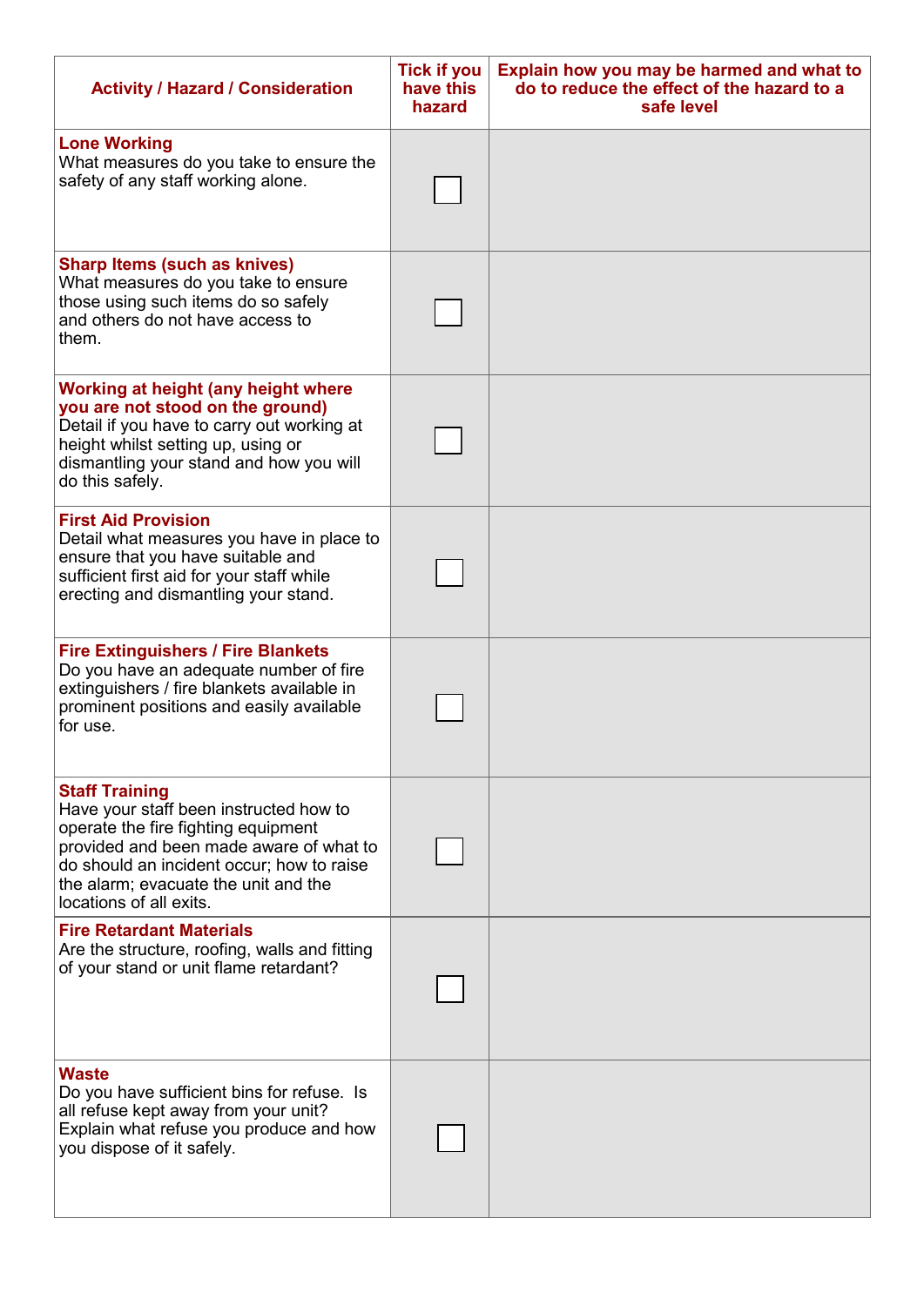| Activity / Hazard / Consideration | Tick if you have this hazard | Explain how you may be harmed and what to do to reduce the effect of the hazard to a safe level |
|---|---|---|
| **Lone Working**<br>What measures do you take to ensure the safety of any staff working alone. | ☐ | |
| **Sharp Items (such as knives)**<br>What measures do you take to ensure those using such items do so safely and others do not have access to them. | ☐ | |
| **Working at height (any height where you are not stood on the ground)**<br>Detail if you have to carry out working at height whilst setting up, using or dismantling your stand and how you will do this safely. | ☐ | |
| **First Aid Provision**<br>Detail what measures you have in place to ensure that you have suitable and sufficient first aid for your staff while erecting and dismantling your stand. | ☐ | |
| **Fire Extinguishers / Fire Blankets**<br>Do you have an adequate number of fire extinguishers / fire blankets available in prominent positions and easily available for use. | ☐ | |
| **Staff Training**<br>Have your staff been instructed how to operate the fire fighting equipment provided and been made aware of what to do should an incident occur; how to raise the alarm; evacuate the unit and the locations of all exits. | ☐ | |
| **Fire Retardant Materials**<br>Are the structure, roofing, walls and fitting of your stand or unit flame retardant? | ☐ | |
| **Waste**<br>Do you have sufficient bins for refuse. Is all refuse kept away from your unit? Explain what refuse you produce and how you dispose of it safely. | ☐ | |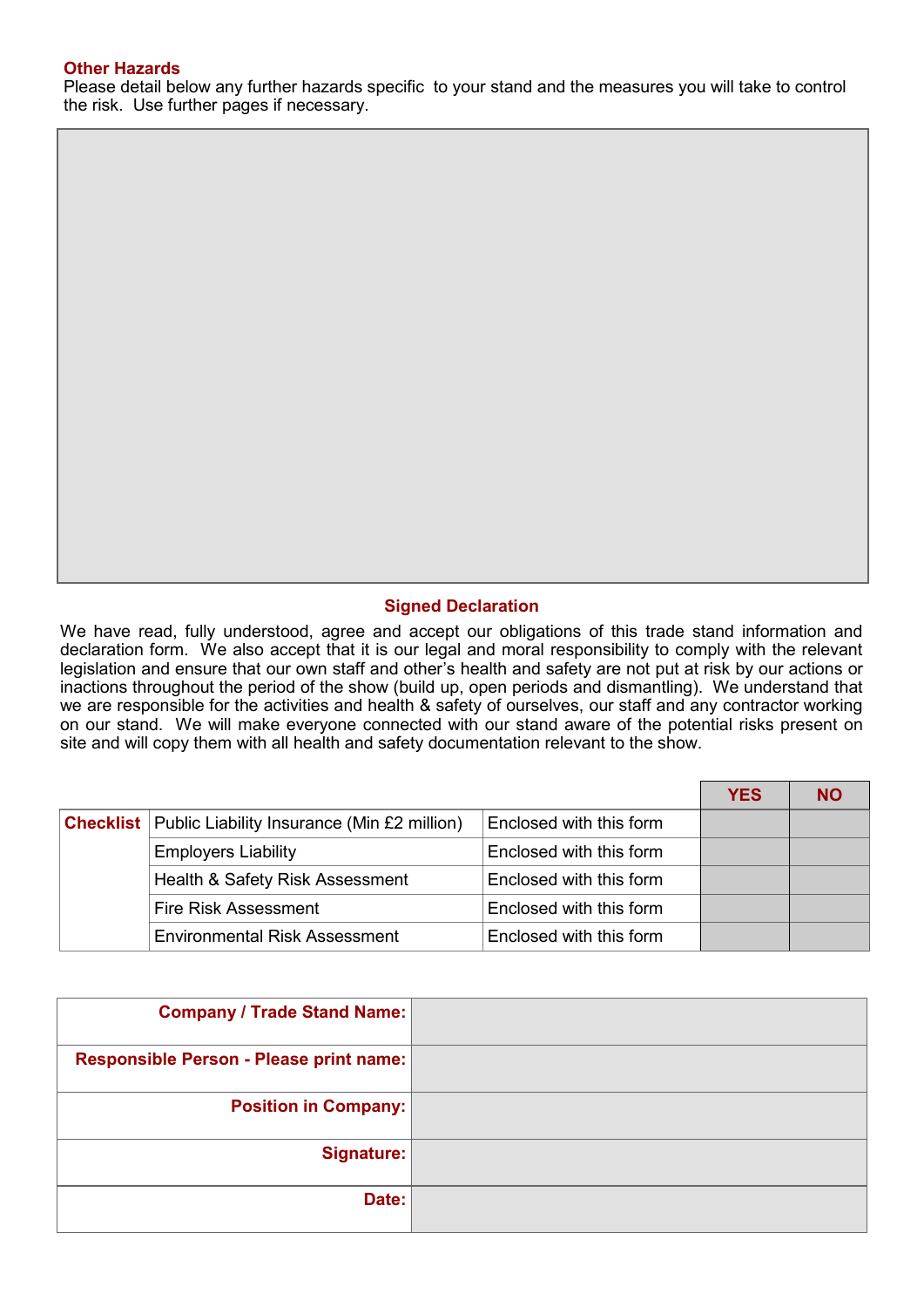### Other Hazards

Please detail below any further hazards specific to your stand and the measures you will take to control the risk. Use further pages if necessary.

### Signed Declaration

We have read, fully understood, agree and accept our obligations of this trade stand information and declaration form. We also accept that it is our legal and moral responsibility to comply with the relevant legislation and ensure that our own staff and other's health and safety are not put at risk by our actions or inactions throughout the period of the show (build up, open periods and dismantling). We understand that we are responsible for the activities and health & safety of ourselves, our staff and any contractor working on our stand. We will make everyone connected with our stand aware of the potential risks present on site and will copy them with all health and safety documentation relevant to the show.

| | | | YES | NO |
|---|---|---|---|---|
| **Checklist** | Public Liability Insurance (Min £2 million) | Enclosed with this form | | |
| | Employers Liability | Enclosed with this form | | |
| | Health & Safety Risk Assessment | Enclosed with this form | | |
| | Fire Risk Assessment | Enclosed with this form | | |
| | Environmental Risk Assessment | Enclosed with this form | | |

| | |
|---|---|
| **Company / Trade Stand Name:** | |
| **Responsible Person - Please print name:** | |
| **Position in Company:** | |
| **Signature:** | |
| **Date:** | |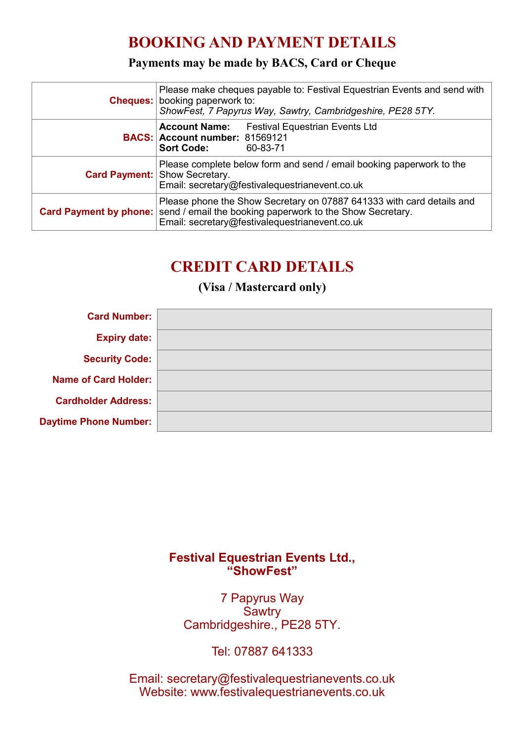# BOOKING AND PAYMENT DETAILS

### Payments may be made by BACS, Card or Cheque

| | |
|---|---|
| **Cheques:** | Please make cheques payable to: Festival Equestrian Events and send with booking paperwork to: *ShowFest, 7 Papyrus Way, Sawtry, Cambridgeshire, PE28 5TY.* |
| **BACS:** | **Account Name:** Festival Equestrian Events Ltd<br>**Account number:** 81569121<br>**Sort Code:** 60-83-71 |
| **Card Payment:** | Please complete below form and send / email booking paperwork to the Show Secretary.<br>Email: secretary@festivalequestrianevent.co.uk |
| **Card Payment by phone:** | Please phone the Show Secretary on 07887 641333 with card details and send / email the booking paperwork to the Show Secretary.<br>Email: secretary@festivalequestrianevent.co.uk |

# CREDIT CARD DETAILS

### (Visa / Mastercard only)

| | |
|---|---|
| **Card Number:** | |
| **Expiry date:** | |
| **Security Code:** | |
| **Name of Card Holder:** | |
| **Cardholder Address:** | |
| **Daytime Phone Number:** | |

**Festival Equestrian Events Ltd.,**
**"ShowFest"**

7 Papyrus Way
Sawtry
Cambridgeshire., PE28 5TY.

Tel: 07887 641333

Email: secretary@festivalequestrianevents.co.uk
Website: www.festivalequestrianevents.co.uk